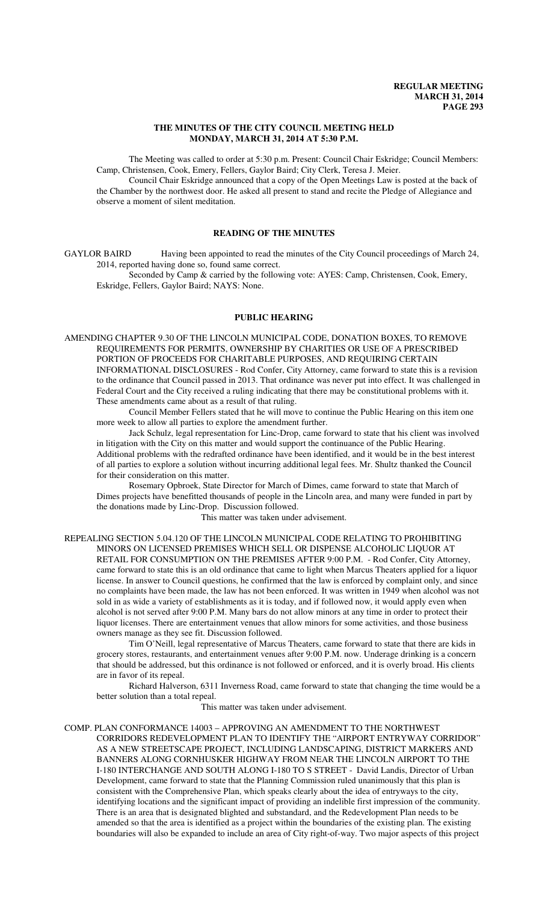# THE MINUTES OF THE CITY COUNCIL MEETING HELD MONDAY, MARCH 31, 2014 AT 5:30 P.M.

The Meeting was called to order at 5:30 p.m. Present: Council Chair Eskridge; Council Members: Camp, Christensen, Cook, Emery, Fellers, Gaylor Baird; City Clerk, Teresa J. Meier.

Council Chair Eskridge announced that a copy of the Open Meetings Law is posted at the back of the Chamber by the northwest door. He asked all present to stand and recite the Pledge of Allegiance and observe a moment of silent meditation.

## READING OF THE MINUTES

GAYLOR BAIRD Having been appointed to read the minutes of the City Council proceedings of March 24, 2014, reported having done so, found same correct.

Seconded by Camp & carried by the following vote: AYES: Camp, Christensen, Cook, Emery, Eskridge, Fellers, Gaylor Baird; NAYS: None.

## PUBLIC HEARING

AMENDING CHAPTER 9.30 OF THE LINCOLN MUNICIPAL CODE, DONATION BOXES, TO REMOVE REQUIREMENTS FOR PERMITS, OWNERSHIP BY CHARITIES OR USE OF A PRESCRIBED PORTION OF PROCEEDS FOR CHARITABLE PURPOSES, AND REQUIRING CERTAIN INFORMATIONAL DISCLOSURES - Rod Confer, City Attorney, came forward to state this is a revision to the ordinance that Council passed in 2013. That ordinance was never put into effect. It was challenged in Federal Court and the City received a ruling indicating that there may be constitutional problems with it. These amendments came about as a result of that ruling.

Council Member Fellers stated that he will move to continue the Public Hearing on this item one more week to allow all parties to explore the amendment further.

Jack Schulz, legal representation for Linc-Drop, came forward to state that his client was involved in litigation with the City on this matter and would support the continuance of the Public Hearing. Additional problems with the redrafted ordinance have been identified, and it would be in the best interest of all parties to explore a solution without incurring additional legal fees. Mr. Shultz thanked the Council for their consideration on this matter.

Rosemary Opbroek, State Director for March of Dimes, came forward to state that March of Dimes projects have benefitted thousands of people in the Lincoln area, and many were funded in part by the donations made by Linc-Drop. Discussion followed.

This matter was taken under advisement.

REPEALING SECTION 5.04.120 OF THE LINCOLN MUNICIPAL CODE RELATING TO PROHIBITING MINORS ON LICENSED PREMISES WHICH SELL OR DISPENSE ALCOHOLIC LIQUOR AT RETAIL FOR CONSUMPTION ON THE PREMISES AFTER 9:00 P.M. - Rod Confer, City Attorney, came forward to state this is an old ordinance that came to light when Marcus Theaters applied for a liquor license. In answer to Council questions, he confirmed that the law is enforced by complaint only, and since no complaints have been made, the law has not been enforced. It was written in 1949 when alcohol was not sold in as wide a variety of establishments as it is today, and if followed now, it would apply even when alcohol is not served after 9:00 P.M. Many bars do not allow minors at any time in order to protect their liquor licenses. There are entertainment venues that allow minors for some activities, and those business owners manage as they see fit. Discussion followed.

Tim O'Neill, legal representative of Marcus Theaters, came forward to state that there are kids in grocery stores, restaurants, and entertainment venues after 9:00 P.M. now. Underage drinking is a concern that should be addressed, but this ordinance is not followed or enforced, and it is overly broad. His clients are in favor of its repeal.

Richard Halverson, 6311 Inverness Road, came forward to state that changing the time would be a better solution than a total repeal.

This matter was taken under advisement.

COMP. PLAN CONFORMANCE 14003 – APPROVING AN AMENDMENT TO THE NORTHWEST CORRIDORS REDEVELOPMENT PLAN TO IDENTIFY THE "AIRPORT ENTRYWAY CORRIDOR" AS A NEW STREETSCAPE PROJECT, INCLUDING LANDSCAPING, DISTRICT MARKERS AND BANNERS ALONG CORNHUSKER HIGHWAY FROM NEAR THE LINCOLN AIRPORT TO THE I-180 INTERCHANGE AND SOUTH ALONG I-180 TO S STREET - David Landis, Director of Urban Development, came forward to state that the Planning Commission ruled unanimously that this plan is consistent with the Comprehensive Plan, which speaks clearly about the idea of entryways to the city, identifying locations and the significant impact of providing an indelible first impression of the community. There is an area that is designated blighted and substandard, and the Redevelopment Plan needs to be amended so that the area is identified as a project within the boundaries of the existing plan. The existing boundaries will also be expanded to include an area of City right-of-way. Two major aspects of this project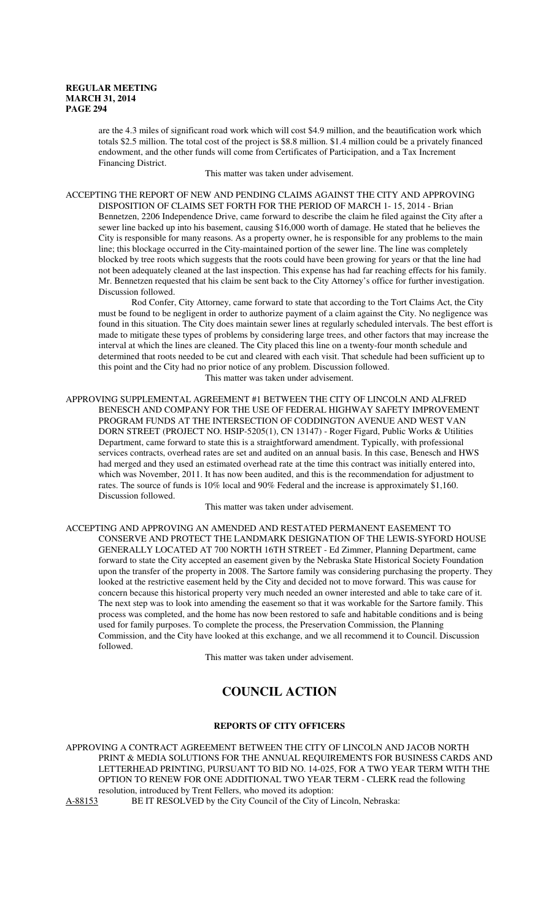are the 4.3 miles of significant road work which will cost $4.9 million, and the beautification work which totals $2.5 million. The total cost of the project is $8.8 million. $1.4 million could be a privately financed endowment, and the other funds will come from Certificates of Participation, and a Tax Increment Financing District.

This matter was taken under advisement.

ACCEPTING THE REPORT OF NEW AND PENDING CLAIMS AGAINST THE CITY AND APPROVING DISPOSITION OF CLAIMS SET FORTH FOR THE PERIOD OF MARCH 1- 15, 2014 - Brian Bennetzen, 2206 Independence Drive, came forward to describe the claim he filed against the City after a sewer line backed up into his basement, causing $16,000 worth of damage. He stated that he believes the City is responsible for many reasons. As a property owner, he is responsible for any problems to the main line; this blockage occurred in the City-maintained portion of the sewer line. The line was completely blocked by tree roots which suggests that the roots could have been growing for years or that the line had not been adequately cleaned at the last inspection. This expense has had far reaching effects for his family. Mr. Bennetzen requested that his claim be sent back to the City Attorney's office for further investigation. Discussion followed.

Rod Confer, City Attorney, came forward to state that according to the Tort Claims Act, the City must be found to be negligent in order to authorize payment of a claim against the City. No negligence was found in this situation. The City does maintain sewer lines at regularly scheduled intervals. The best effort is made to mitigate these types of problems by considering large trees, and other factors that may increase the interval at which the lines are cleaned. The City placed this line on a twenty-four month schedule and determined that roots needed to be cut and cleared with each visit. That schedule had been sufficient up to this point and the City had no prior notice of any problem. Discussion followed.

This matter was taken under advisement.

APPROVING SUPPLEMENTAL AGREEMENT #1 BETWEEN THE CITY OF LINCOLN AND ALFRED BENESCH AND COMPANY FOR THE USE OF FEDERAL HIGHWAY SAFETY IMPROVEMENT PROGRAM FUNDS AT THE INTERSECTION OF CODDINGTON AVENUE AND WEST VAN DORN STREET (PROJECT NO. HSIP-5205(1), CN 13147) - Roger Figard, Public Works & Utilities Department, came forward to state this is a straightforward amendment. Typically, with professional services contracts, overhead rates are set and audited on an annual basis. In this case, Benesch and HWS had merged and they used an estimated overhead rate at the time this contract was initially entered into, which was November, 2011. It has now been audited, and this is the recommendation for adjustment to rates. The source of funds is 10% local and 90% Federal and the increase is approximately $1,160. Discussion followed.

This matter was taken under advisement.

ACCEPTING AND APPROVING AN AMENDED AND RESTATED PERMANENT EASEMENT TO CONSERVE AND PROTECT THE LANDMARK DESIGNATION OF THE LEWIS-SYFORD HOUSE GENERALLY LOCATED AT 700 NORTH 16TH STREET - Ed Zimmer, Planning Department, came forward to state the City accepted an easement given by the Nebraska State Historical Society Foundation upon the transfer of the property in 2008. The Sartore family was considering purchasing the property. They looked at the restrictive easement held by the City and decided not to move forward. This was cause for concern because this historical property very much needed an owner interested and able to take care of it. The next step was to look into amending the easement so that it was workable for the Sartore family. This process was completed, and the home has now been restored to safe and habitable conditions and is being used for family purposes. To complete the process, the Preservation Commission, the Planning Commission, and the City have looked at this exchange, and we all recommend it to Council. Discussion followed.

This matter was taken under advisement.

# COUNCIL ACTION

## REPORTS OF CITY OFFICERS

APPROVING A CONTRACT AGREEMENT BETWEEN THE CITY OF LINCOLN AND JACOB NORTH PRINT & MEDIA SOLUTIONS FOR THE ANNUAL REQUIREMENTS FOR BUSINESS CARDS AND LETTERHEAD PRINTING, PURSUANT TO BID NO. 14-025, FOR A TWO YEAR TERM WITH THE OPTION TO RENEW FOR ONE ADDITIONAL TWO YEAR TERM - CLERK read the following resolution, introduced by Trent Fellers, who moved its adoption:

A-88153 BE IT RESOLVED by the City Council of the City of Lincoln, Nebraska: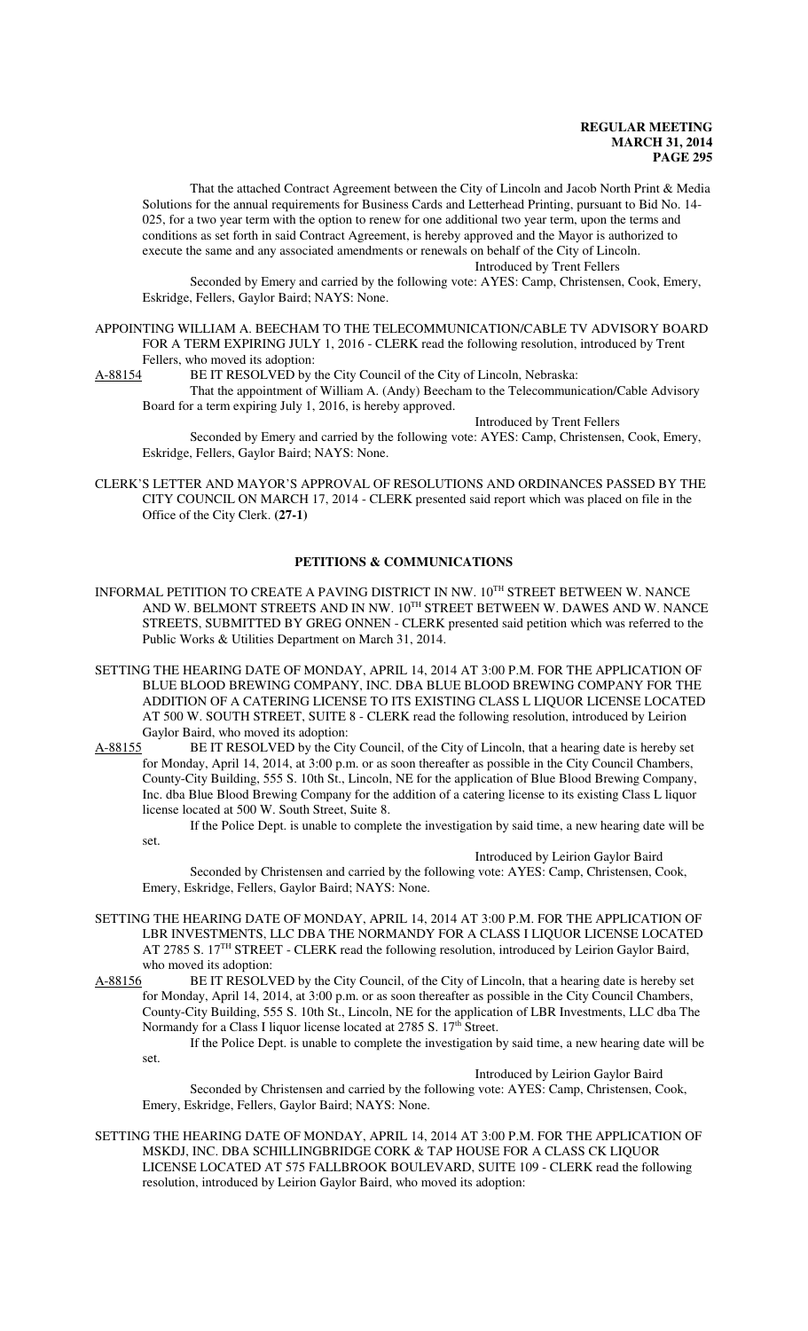That the attached Contract Agreement between the City of Lincoln and Jacob North Print & Media Solutions for the annual requirements for Business Cards and Letterhead Printing, pursuant to Bid No. 14-025, for a two year term with the option to renew for one additional two year term, upon the terms and conditions as set forth in said Contract Agreement, is hereby approved and the Mayor is authorized to execute the same and any associated amendments or renewals on behalf of the City of Lincoln.

Introduced by Trent Fellers

Seconded by Emery and carried by the following vote: AYES: Camp, Christensen, Cook, Emery, Eskridge, Fellers, Gaylor Baird; NAYS: None.

APPOINTING WILLIAM A. BEECHAM TO THE TELECOMMUNICATION/CABLE TV ADVISORY BOARD FOR A TERM EXPIRING JULY 1, 2016 - CLERK read the following resolution, introduced by Trent Fellers, who moved its adoption:

A-88154 BE IT RESOLVED by the City Council of the City of Lincoln, Nebraska:

That the appointment of William A. (Andy) Beecham to the Telecommunication/Cable Advisory Board for a term expiring July 1, 2016, is hereby approved.

Introduced by Trent Fellers

Seconded by Emery and carried by the following vote: AYES: Camp, Christensen, Cook, Emery, Eskridge, Fellers, Gaylor Baird; NAYS: None.

CLERK'S LETTER AND MAYOR'S APPROVAL OF RESOLUTIONS AND ORDINANCES PASSED BY THE CITY COUNCIL ON MARCH 17, 2014 - CLERK presented said report which was placed on file in the Office of the City Clerk. **(27-1)**

## PETITIONS & COMMUNICATIONS

INFORMAL PETITION TO CREATE A PAVING DISTRICT IN NW. 10TH STREET BETWEEN W. NANCE AND W. BELMONT STREETS AND IN NW. 10TH STREET BETWEEN W. DAWES AND W. NANCE STREETS, SUBMITTED BY GREG ONNEN - CLERK presented said petition which was referred to the Public Works & Utilities Department on March 31, 2014.

SETTING THE HEARING DATE OF MONDAY, APRIL 14, 2014 AT 3:00 P.M. FOR THE APPLICATION OF BLUE BLOOD BREWING COMPANY, INC. DBA BLUE BLOOD BREWING COMPANY FOR THE ADDITION OF A CATERING LICENSE TO ITS EXISTING CLASS L LIQUOR LICENSE LOCATED AT 500 W. SOUTH STREET, SUITE 8 - CLERK read the following resolution, introduced by Leirion Gaylor Baird, who moved its adoption:

A-88155 BE IT RESOLVED by the City Council, of the City of Lincoln, that a hearing date is hereby set for Monday, April 14, 2014, at 3:00 p.m. or as soon thereafter as possible in the City Council Chambers, County-City Building, 555 S. 10th St., Lincoln, NE for the application of Blue Blood Brewing Company, Inc. dba Blue Blood Brewing Company for the addition of a catering license to its existing Class L liquor license located at 500 W. South Street, Suite 8.

If the Police Dept. is unable to complete the investigation by said time, a new hearing date will be set.

Introduced by Leirion Gaylor Baird

Seconded by Christensen and carried by the following vote: AYES: Camp, Christensen, Cook, Emery, Eskridge, Fellers, Gaylor Baird; NAYS: None.

SETTING THE HEARING DATE OF MONDAY, APRIL 14, 2014 AT 3:00 P.M. FOR THE APPLICATION OF LBR INVESTMENTS, LLC DBA THE NORMANDY FOR A CLASS I LIQUOR LICENSE LOCATED AT 2785 S. 17TH STREET - CLERK read the following resolution, introduced by Leirion Gaylor Baird, who moved its adoption:

A-88156 BE IT RESOLVED by the City Council, of the City of Lincoln, that a hearing date is hereby set for Monday, April 14, 2014, at 3:00 p.m. or as soon thereafter as possible in the City Council Chambers, County-City Building, 555 S. 10th St., Lincoln, NE for the application of LBR Investments, LLC dba The Normandy for a Class I liquor license located at 2785 S. 17th Street.

If the Police Dept. is unable to complete the investigation by said time, a new hearing date will be set.

Introduced by Leirion Gaylor Baird

Seconded by Christensen and carried by the following vote: AYES: Camp, Christensen, Cook, Emery, Eskridge, Fellers, Gaylor Baird; NAYS: None.

SETTING THE HEARING DATE OF MONDAY, APRIL 14, 2014 AT 3:00 P.M. FOR THE APPLICATION OF MSKDJ, INC. DBA SCHILLINGBRIDGE CORK & TAP HOUSE FOR A CLASS CK LIQUOR LICENSE LOCATED AT 575 FALLBROOK BOULEVARD, SUITE 109 - CLERK read the following resolution, introduced by Leirion Gaylor Baird, who moved its adoption: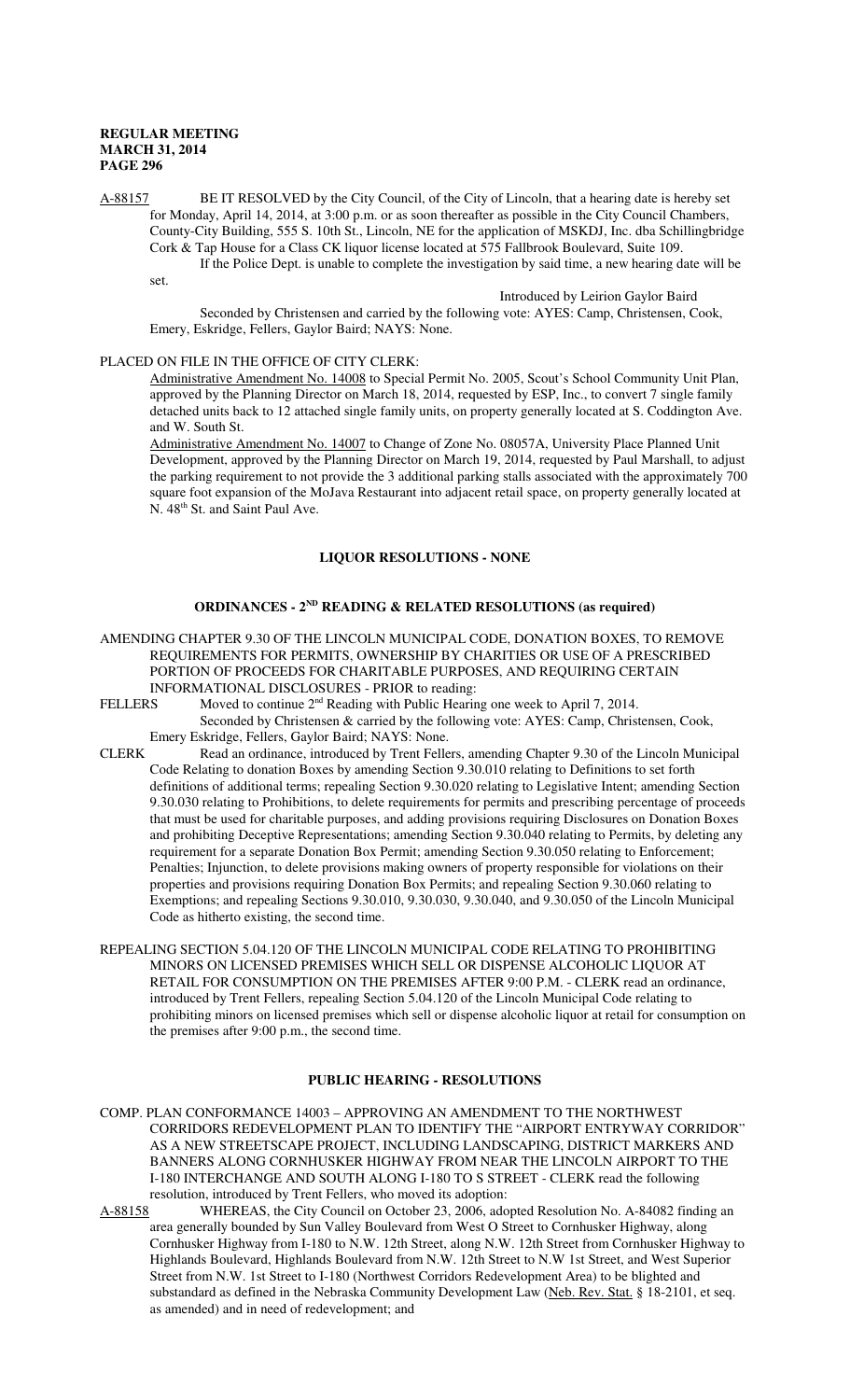A-88157 BE IT RESOLVED by the City Council, of the City of Lincoln, that a hearing date is hereby set for Monday, April 14, 2014, at 3:00 p.m. or as soon thereafter as possible in the City Council Chambers, County-City Building, 555 S. 10th St., Lincoln, NE for the application of MSKDJ, Inc. dba Schillingbridge Cork & Tap House for a Class CK liquor license located at 575 Fallbrook Boulevard, Suite 109.

If the Police Dept. is unable to complete the investigation by said time, a new hearing date will be set.

Introduced by Leirion Gaylor Baird

Seconded by Christensen and carried by the following vote: AYES: Camp, Christensen, Cook, Emery, Eskridge, Fellers, Gaylor Baird; NAYS: None.

PLACED ON FILE IN THE OFFICE OF CITY CLERK:

Administrative Amendment No. 14008 to Special Permit No. 2005, Scout's School Community Unit Plan, approved by the Planning Director on March 18, 2014, requested by ESP, Inc., to convert 7 single family detached units back to 12 attached single family units, on property generally located at S. Coddington Ave. and W. South St.

Administrative Amendment No. 14007 to Change of Zone No. 08057A, University Place Planned Unit Development, approved by the Planning Director on March 19, 2014, requested by Paul Marshall, to adjust the parking requirement to not provide the 3 additional parking stalls associated with the approximately 700 square foot expansion of the MoJava Restaurant into adjacent retail space, on property generally located at N. 48th St. and Saint Paul Ave.

## LIQUOR RESOLUTIONS - NONE

## ORDINANCES - 2ND READING & RELATED RESOLUTIONS (as required)

AMENDING CHAPTER 9.30 OF THE LINCOLN MUNICIPAL CODE, DONATION BOXES, TO REMOVE REQUIREMENTS FOR PERMITS, OWNERSHIP BY CHARITIES OR USE OF A PRESCRIBED PORTION OF PROCEEDS FOR CHARITABLE PURPOSES, AND REQUIRING CERTAIN INFORMATIONAL DISCLOSURES - PRIOR to reading:

FELLERS Moved to continue 2nd Reading with Public Hearing one week to April 7, 2014.

Seconded by Christensen & carried by the following vote: AYES: Camp, Christensen, Cook, Emery Eskridge, Fellers, Gaylor Baird; NAYS: None.

CLERK Read an ordinance, introduced by Trent Fellers, amending Chapter 9.30 of the Lincoln Municipal Code Relating to donation Boxes by amending Section 9.30.010 relating to Definitions to set forth definitions of additional terms; repealing Section 9.30.020 relating to Legislative Intent; amending Section 9.30.030 relating to Prohibitions, to delete requirements for permits and prescribing percentage of proceeds that must be used for charitable purposes, and adding provisions requiring Disclosures on Donation Boxes and prohibiting Deceptive Representations; amending Section 9.30.040 relating to Permits, by deleting any requirement for a separate Donation Box Permit; amending Section 9.30.050 relating to Enforcement; Penalties; Injunction, to delete provisions making owners of property responsible for violations on their properties and provisions requiring Donation Box Permits; and repealing Section 9.30.060 relating to Exemptions; and repealing Sections 9.30.010, 9.30.030, 9.30.040, and 9.30.050 of the Lincoln Municipal Code as hitherto existing, the second time.

REPEALING SECTION 5.04.120 OF THE LINCOLN MUNICIPAL CODE RELATING TO PROHIBITING MINORS ON LICENSED PREMISES WHICH SELL OR DISPENSE ALCOHOLIC LIQUOR AT RETAIL FOR CONSUMPTION ON THE PREMISES AFTER 9:00 P.M. - CLERK read an ordinance, introduced by Trent Fellers, repealing Section 5.04.120 of the Lincoln Municipal Code relating to prohibiting minors on licensed premises which sell or dispense alcoholic liquor at retail for consumption on the premises after 9:00 p.m., the second time.

## PUBLIC HEARING - RESOLUTIONS

COMP. PLAN CONFORMANCE 14003 – APPROVING AN AMENDMENT TO THE NORTHWEST CORRIDORS REDEVELOPMENT PLAN TO IDENTIFY THE "AIRPORT ENTRYWAY CORRIDOR" AS A NEW STREETSCAPE PROJECT, INCLUDING LANDSCAPING, DISTRICT MARKERS AND BANNERS ALONG CORNHUSKER HIGHWAY FROM NEAR THE LINCOLN AIRPORT TO THE I-180 INTERCHANGE AND SOUTH ALONG I-180 TO S STREET - CLERK read the following resolution, introduced by Trent Fellers, who moved its adoption:

A-88158 WHEREAS, the City Council on October 23, 2006, adopted Resolution No. A-84082 finding an area generally bounded by Sun Valley Boulevard from West O Street to Cornhusker Highway, along Cornhusker Highway from I-180 to N.W. 12th Street, along N.W. 12th Street from Cornhusker Highway to Highlands Boulevard, Highlands Boulevard from N.W. 12th Street to N.W 1st Street, and West Superior Street from N.W. 1st Street to I-180 (Northwest Corridors Redevelopment Area) to be blighted and substandard as defined in the Nebraska Community Development Law (Neb. Rev. Stat. § 18-2101, et seq. as amended) and in need of redevelopment; and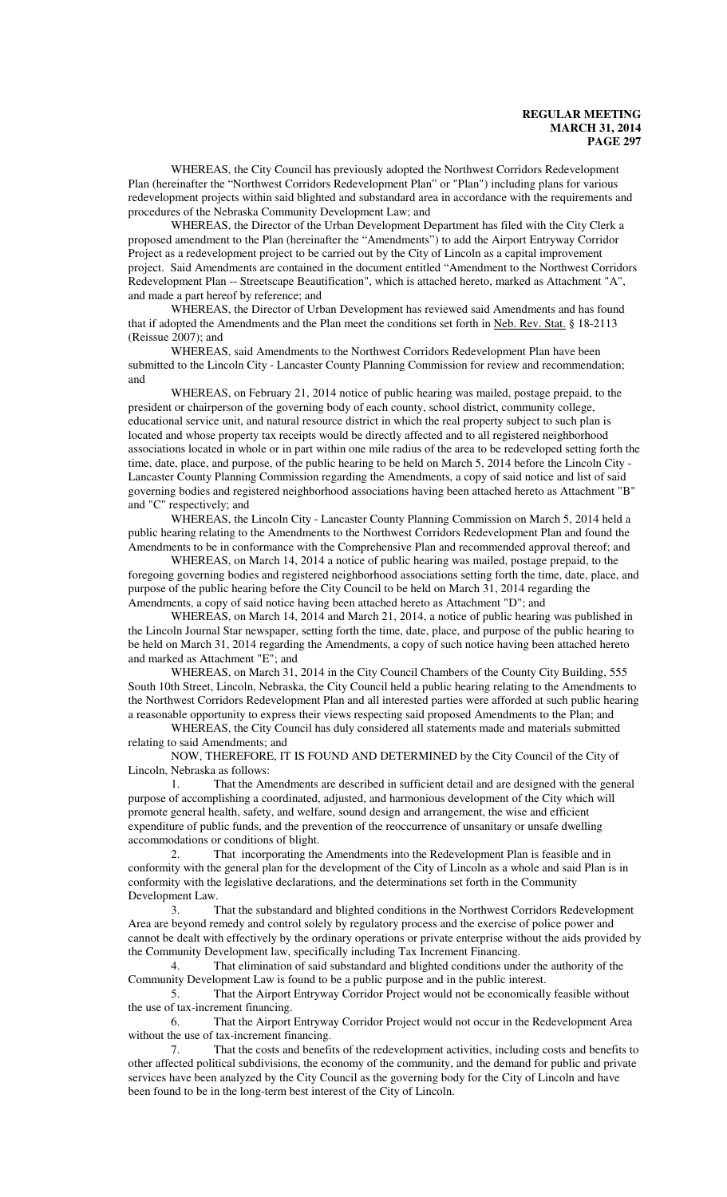WHEREAS, the City Council has previously adopted the Northwest Corridors Redevelopment Plan (hereinafter the "Northwest Corridors Redevelopment Plan" or "Plan") including plans for various redevelopment projects within said blighted and substandard area in accordance with the requirements and procedures of the Nebraska Community Development Law; and

WHEREAS, the Director of the Urban Development Department has filed with the City Clerk a proposed amendment to the Plan (hereinafter the "Amendments") to add the Airport Entryway Corridor Project as a redevelopment project to be carried out by the City of Lincoln as a capital improvement project. Said Amendments are contained in the document entitled "Amendment to the Northwest Corridors Redevelopment Plan -- Streetscape Beautification", which is attached hereto, marked as Attachment "A", and made a part hereof by reference; and

WHEREAS, the Director of Urban Development has reviewed said Amendments and has found that if adopted the Amendments and the Plan meet the conditions set forth in Neb. Rev. Stat. § 18-2113 (Reissue 2007); and

WHEREAS, said Amendments to the Northwest Corridors Redevelopment Plan have been submitted to the Lincoln City - Lancaster County Planning Commission for review and recommendation; and

WHEREAS, on February 21, 2014 notice of public hearing was mailed, postage prepaid, to the president or chairperson of the governing body of each county, school district, community college, educational service unit, and natural resource district in which the real property subject to such plan is located and whose property tax receipts would be directly affected and to all registered neighborhood associations located in whole or in part within one mile radius of the area to be redeveloped setting forth the time, date, place, and purpose, of the public hearing to be held on March 5, 2014 before the Lincoln City - Lancaster County Planning Commission regarding the Amendments, a copy of said notice and list of said governing bodies and registered neighborhood associations having been attached hereto as Attachment "B" and "C" respectively; and

WHEREAS, the Lincoln City - Lancaster County Planning Commission on March 5, 2014 held a public hearing relating to the Amendments to the Northwest Corridors Redevelopment Plan and found the Amendments to be in conformance with the Comprehensive Plan and recommended approval thereof; and

WHEREAS, on March 14, 2014 a notice of public hearing was mailed, postage prepaid, to the foregoing governing bodies and registered neighborhood associations setting forth the time, date, place, and purpose of the public hearing before the City Council to be held on March 31, 2014 regarding the Amendments, a copy of said notice having been attached hereto as Attachment "D"; and

WHEREAS, on March 14, 2014 and March 21, 2014, a notice of public hearing was published in the Lincoln Journal Star newspaper, setting forth the time, date, place, and purpose of the public hearing to be held on March 31, 2014 regarding the Amendments, a copy of such notice having been attached hereto and marked as Attachment "E"; and

WHEREAS, on March 31, 2014 in the City Council Chambers of the County City Building, 555 South 10th Street, Lincoln, Nebraska, the City Council held a public hearing relating to the Amendments to the Northwest Corridors Redevelopment Plan and all interested parties were afforded at such public hearing a reasonable opportunity to express their views respecting said proposed Amendments to the Plan; and

WHEREAS, the City Council has duly considered all statements made and materials submitted relating to said Amendments; and

NOW, THEREFORE, IT IS FOUND AND DETERMINED by the City Council of the City of Lincoln, Nebraska as follows:

1. That the Amendments are described in sufficient detail and are designed with the general purpose of accomplishing a coordinated, adjusted, and harmonious development of the City which will promote general health, safety, and welfare, sound design and arrangement, the wise and efficient expenditure of public funds, and the prevention of the reoccurrence of unsanitary or unsafe dwelling accommodations or conditions of blight.

2. That incorporating the Amendments into the Redevelopment Plan is feasible and in conformity with the general plan for the development of the City of Lincoln as a whole and said Plan is in conformity with the legislative declarations, and the determinations set forth in the Community Development Law.

3. That the substandard and blighted conditions in the Northwest Corridors Redevelopment Area are beyond remedy and control solely by regulatory process and the exercise of police power and cannot be dealt with effectively by the ordinary operations or private enterprise without the aids provided by the Community Development law, specifically including Tax Increment Financing.

4. That elimination of said substandard and blighted conditions under the authority of the Community Development Law is found to be a public purpose and in the public interest.

5. That the Airport Entryway Corridor Project would not be economically feasible without the use of tax-increment financing.

6. That the Airport Entryway Corridor Project would not occur in the Redevelopment Area without the use of tax-increment financing.

7. That the costs and benefits of the redevelopment activities, including costs and benefits to other affected political subdivisions, the economy of the community, and the demand for public and private services have been analyzed by the City Council as the governing body for the City of Lincoln and have been found to be in the long-term best interest of the City of Lincoln.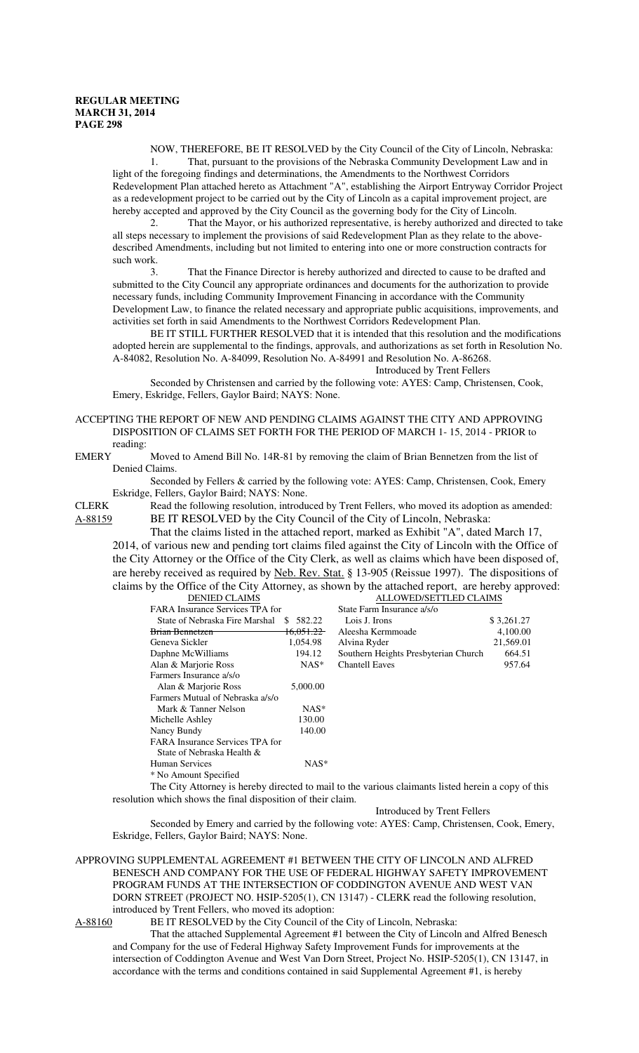NOW, THEREFORE, BE IT RESOLVED by the City Council of the City of Lincoln, Nebraska:

1. That, pursuant to the provisions of the Nebraska Community Development Law and in light of the foregoing findings and determinations, the Amendments to the Northwest Corridors Redevelopment Plan attached hereto as Attachment "A", establishing the Airport Entryway Corridor Project as a redevelopment project to be carried out by the City of Lincoln as a capital improvement project, are hereby accepted and approved by the City Council as the governing body for the City of Lincoln.

2. That the Mayor, or his authorized representative, is hereby authorized and directed to take all steps necessary to implement the provisions of said Redevelopment Plan as they relate to the above-described Amendments, including but not limited to entering into one or more construction contracts for such work.

3. That the Finance Director is hereby authorized and directed to cause to be drafted and submitted to the City Council any appropriate ordinances and documents for the authorization to provide necessary funds, including Community Improvement Financing in accordance with the Community Development Law, to finance the related necessary and appropriate public acquisitions, improvements, and activities set forth in said Amendments to the Northwest Corridors Redevelopment Plan.

BE IT STILL FURTHER RESOLVED that it is intended that this resolution and the modifications adopted herein are supplemental to the findings, approvals, and authorizations as set forth in Resolution No. A-84082, Resolution No. A-84099, Resolution No. A-84991 and Resolution No. A-86268.

Introduced by Trent Fellers

Seconded by Christensen and carried by the following vote: AYES: Camp, Christensen, Cook, Emery, Eskridge, Fellers, Gaylor Baird; NAYS: None.

ACCEPTING THE REPORT OF NEW AND PENDING CLAIMS AGAINST THE CITY AND APPROVING DISPOSITION OF CLAIMS SET FORTH FOR THE PERIOD OF MARCH 1- 15, 2014 - PRIOR to reading:

EMERY Moved to Amend Bill No. 14R-81 by removing the claim of Brian Bennetzen from the list of Denied Claims.

Seconded by Fellers & carried by the following vote: AYES: Camp, Christensen, Cook, Emery Eskridge, Fellers, Gaylor Baird; NAYS: None.

CLERK Read the following resolution, introduced by Trent Fellers, who moved its adoption as amended:

A-88159 BE IT RESOLVED by the City Council of the City of Lincoln, Nebraska:

That the claims listed in the attached report, marked as Exhibit "A", dated March 17, 2014, of various new and pending tort claims filed against the City of Lincoln with the Office of the City Attorney or the Office of the City Clerk, as well as claims which have been disposed of, are hereby received as required by Neb. Rev. Stat. § 13-905 (Reissue 1997). The dispositions of claims by the Office of the City Attorney, as shown by the attached report, are hereby approved:

| DENIED CLAIMS | | ALLOWED/SETTLED CLAIMS | |
|---|---|---|---|
| FARA Insurance Services TPA for State of Nebraska Fire Marshal | $ 582.22 | State Farm Insurance a/s/o Lois J. Irons | $ 3,261.27 |
| ~~Brian Bennetzen~~ | ~~16,051.22~~ | Aleesha Kermmoade | 4,100.00 |
| Geneva Sickler | 1,054.98 | Alvina Ryder | 21,569.01 |
| Daphne McWilliams | 194.12 | Southern Heights Presbyterian Church | 664.51 |
| Alan & Marjorie Ross | NAS* | Chantell Eaves | 957.64 |
| Farmers Insurance a/s/o Alan & Marjorie Ross | 5,000.00 | | |
| Farmers Mutual of Nebraska a/s/o Mark & Tanner Nelson | NAS* | | |
| Michelle Ashley | 130.00 | | |
| Nancy Bundy | 140.00 | | |
| FARA Insurance Services TPA for State of Nebraska Health & Human Services | NAS* | | |

\* No Amount Specified

The City Attorney is hereby directed to mail to the various claimants listed herein a copy of this resolution which shows the final disposition of their claim.

Introduced by Trent Fellers

Seconded by Emery and carried by the following vote: AYES: Camp, Christensen, Cook, Emery, Eskridge, Fellers, Gaylor Baird; NAYS: None.

APPROVING SUPPLEMENTAL AGREEMENT #1 BETWEEN THE CITY OF LINCOLN AND ALFRED BENESCH AND COMPANY FOR THE USE OF FEDERAL HIGHWAY SAFETY IMPROVEMENT PROGRAM FUNDS AT THE INTERSECTION OF CODDINGTON AVENUE AND WEST VAN DORN STREET (PROJECT NO. HSIP-5205(1), CN 13147) - CLERK read the following resolution, introduced by Trent Fellers, who moved its adoption:

A-88160 BE IT RESOLVED by the City Council of the City of Lincoln, Nebraska:

That the attached Supplemental Agreement #1 between the City of Lincoln and Alfred Benesch and Company for the use of Federal Highway Safety Improvement Funds for improvements at the intersection of Coddington Avenue and West Van Dorn Street, Project No. HSIP-5205(1), CN 13147, in accordance with the terms and conditions contained in said Supplemental Agreement #1, is hereby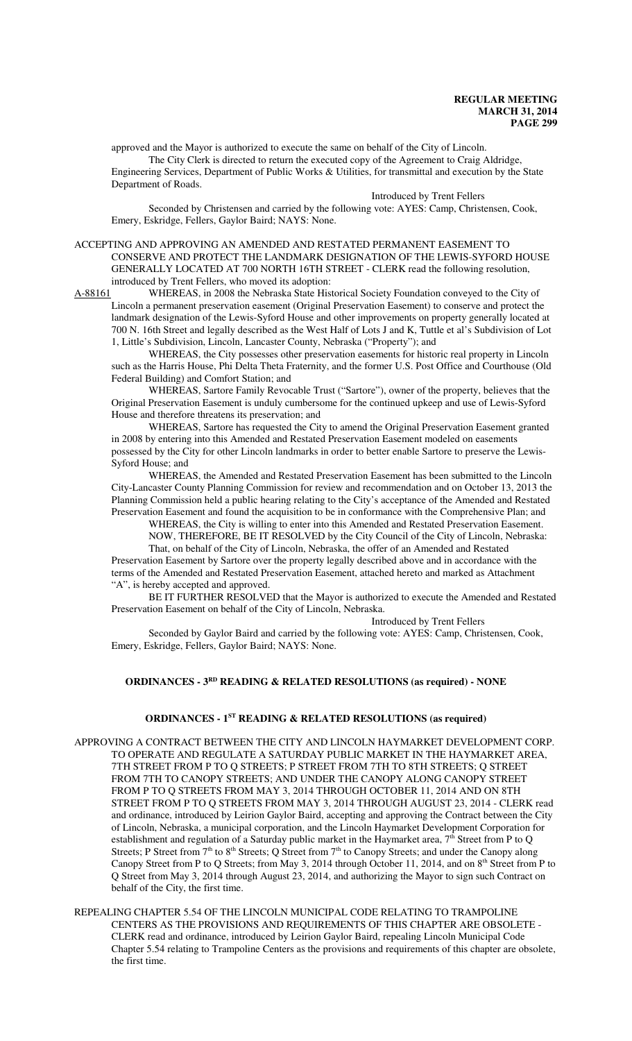approved and the Mayor is authorized to execute the same on behalf of the City of Lincoln.

The City Clerk is directed to return the executed copy of the Agreement to Craig Aldridge, Engineering Services, Department of Public Works & Utilities, for transmittal and execution by the State Department of Roads.

Introduced by Trent Fellers

Seconded by Christensen and carried by the following vote: AYES: Camp, Christensen, Cook, Emery, Eskridge, Fellers, Gaylor Baird; NAYS: None.

ACCEPTING AND APPROVING AN AMENDED AND RESTATED PERMANENT EASEMENT TO CONSERVE AND PROTECT THE LANDMARK DESIGNATION OF THE LEWIS-SYFORD HOUSE GENERALLY LOCATED AT 700 NORTH 16TH STREET - CLERK read the following resolution, introduced by Trent Fellers, who moved its adoption:

A-88161 WHEREAS, in 2008 the Nebraska State Historical Society Foundation conveyed to the City of Lincoln a permanent preservation easement (Original Preservation Easement) to conserve and protect the landmark designation of the Lewis-Syford House and other improvements on property generally located at 700 N. 16th Street and legally described as the West Half of Lots J and K, Tuttle et al's Subdivision of Lot 1, Little's Subdivision, Lincoln, Lancaster County, Nebraska ("Property"); and

WHEREAS, the City possesses other preservation easements for historic real property in Lincoln such as the Harris House, Phi Delta Theta Fraternity, and the former U.S. Post Office and Courthouse (Old Federal Building) and Comfort Station; and

WHEREAS, Sartore Family Revocable Trust ("Sartore"), owner of the property, believes that the Original Preservation Easement is unduly cumbersome for the continued upkeep and use of Lewis-Syford House and therefore threatens its preservation; and

WHEREAS, Sartore has requested the City to amend the Original Preservation Easement granted in 2008 by entering into this Amended and Restated Preservation Easement modeled on easements possessed by the City for other Lincoln landmarks in order to better enable Sartore to preserve the Lewis-Syford House; and

WHEREAS, the Amended and Restated Preservation Easement has been submitted to the Lincoln City-Lancaster County Planning Commission for review and recommendation and on October 13, 2013 the Planning Commission held a public hearing relating to the City's acceptance of the Amended and Restated Preservation Easement and found the acquisition to be in conformance with the Comprehensive Plan; and

WHEREAS, the City is willing to enter into this Amended and Restated Preservation Easement.

NOW, THEREFORE, BE IT RESOLVED by the City Council of the City of Lincoln, Nebraska:

That, on behalf of the City of Lincoln, Nebraska, the offer of an Amended and Restated Preservation Easement by Sartore over the property legally described above and in accordance with the terms of the Amended and Restated Preservation Easement, attached hereto and marked as Attachment "A", is hereby accepted and approved.

BE IT FURTHER RESOLVED that the Mayor is authorized to execute the Amended and Restated Preservation Easement on behalf of the City of Lincoln, Nebraska.

Introduced by Trent Fellers

Seconded by Gaylor Baird and carried by the following vote: AYES: Camp, Christensen, Cook, Emery, Eskridge, Fellers, Gaylor Baird; NAYS: None.

## ORDINANCES - 3RD READING & RELATED RESOLUTIONS (as required) - NONE

## ORDINANCES - 1ST READING & RELATED RESOLUTIONS (as required)

APPROVING A CONTRACT BETWEEN THE CITY AND LINCOLN HAYMARKET DEVELOPMENT CORP. TO OPERATE AND REGULATE A SATURDAY PUBLIC MARKET IN THE HAYMARKET AREA, 7TH STREET FROM P TO Q STREETS; P STREET FROM 7TH TO 8TH STREETS; Q STREET FROM 7TH TO CANOPY STREETS; AND UNDER THE CANOPY ALONG CANOPY STREET FROM P TO Q STREETS FROM MAY 3, 2014 THROUGH OCTOBER 11, 2014 AND ON 8TH STREET FROM P TO Q STREETS FROM MAY 3, 2014 THROUGH AUGUST 23, 2014 - CLERK read and ordinance, introduced by Leirion Gaylor Baird, accepting and approving the Contract between the City of Lincoln, Nebraska, a municipal corporation, and the Lincoln Haymarket Development Corporation for establishment and regulation of a Saturday public market in the Haymarket area, 7th Street from P to Q Streets; P Street from 7th to 8th Streets; Q Street from 7th to Canopy Streets; and under the Canopy along Canopy Street from P to Q Streets; from May 3, 2014 through October 11, 2014, and on 8th Street from P to Q Street from May 3, 2014 through August 23, 2014, and authorizing the Mayor to sign such Contract on behalf of the City, the first time.

REPEALING CHAPTER 5.54 OF THE LINCOLN MUNICIPAL CODE RELATING TO TRAMPOLINE CENTERS AS THE PROVISIONS AND REQUIREMENTS OF THIS CHAPTER ARE OBSOLETE - CLERK read and ordinance, introduced by Leirion Gaylor Baird, repealing Lincoln Municipal Code Chapter 5.54 relating to Trampoline Centers as the provisions and requirements of this chapter are obsolete, the first time.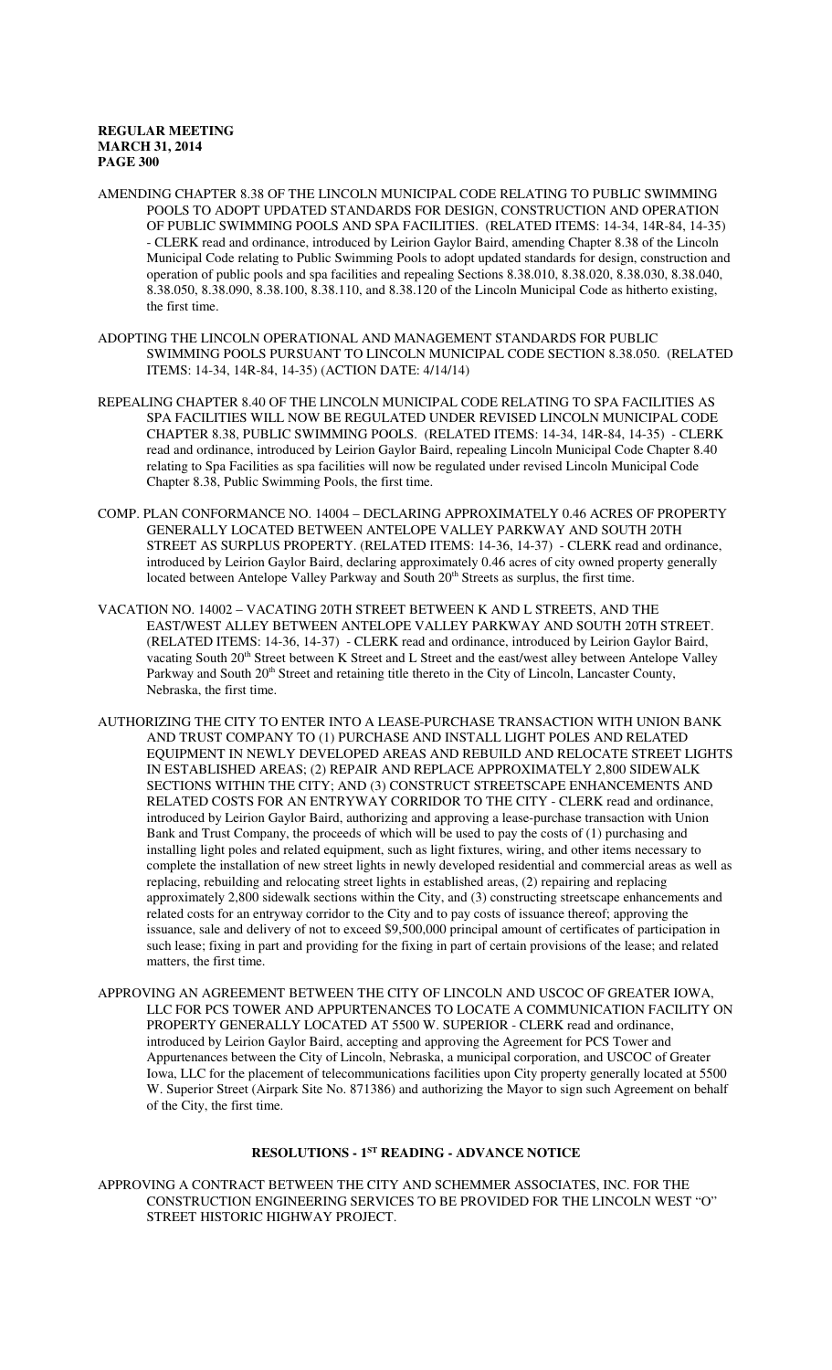AMENDING CHAPTER 8.38 OF THE LINCOLN MUNICIPAL CODE RELATING TO PUBLIC SWIMMING POOLS TO ADOPT UPDATED STANDARDS FOR DESIGN, CONSTRUCTION AND OPERATION OF PUBLIC SWIMMING POOLS AND SPA FACILITIES. (RELATED ITEMS: 14-34, 14R-84, 14-35) - CLERK read and ordinance, introduced by Leirion Gaylor Baird, amending Chapter 8.38 of the Lincoln Municipal Code relating to Public Swimming Pools to adopt updated standards for design, construction and operation of public pools and spa facilities and repealing Sections 8.38.010, 8.38.020, 8.38.030, 8.38.040, 8.38.050, 8.38.090, 8.38.100, 8.38.110, and 8.38.120 of the Lincoln Municipal Code as hitherto existing, the first time.

ADOPTING THE LINCOLN OPERATIONAL AND MANAGEMENT STANDARDS FOR PUBLIC SWIMMING POOLS PURSUANT TO LINCOLN MUNICIPAL CODE SECTION 8.38.050. (RELATED ITEMS: 14-34, 14R-84, 14-35) (ACTION DATE: 4/14/14)

REPEALING CHAPTER 8.40 OF THE LINCOLN MUNICIPAL CODE RELATING TO SPA FACILITIES AS SPA FACILITIES WILL NOW BE REGULATED UNDER REVISED LINCOLN MUNICIPAL CODE CHAPTER 8.38, PUBLIC SWIMMING POOLS. (RELATED ITEMS: 14-34, 14R-84, 14-35) - CLERK read and ordinance, introduced by Leirion Gaylor Baird, repealing Lincoln Municipal Code Chapter 8.40 relating to Spa Facilities as spa facilities will now be regulated under revised Lincoln Municipal Code Chapter 8.38, Public Swimming Pools, the first time.

COMP. PLAN CONFORMANCE NO. 14004 – DECLARING APPROXIMATELY 0.46 ACRES OF PROPERTY GENERALLY LOCATED BETWEEN ANTELOPE VALLEY PARKWAY AND SOUTH 20TH STREET AS SURPLUS PROPERTY. (RELATED ITEMS: 14-36, 14-37) - CLERK read and ordinance, introduced by Leirion Gaylor Baird, declaring approximately 0.46 acres of city owned property generally located between Antelope Valley Parkway and South 20th Streets as surplus, the first time.

VACATION NO. 14002 – VACATING 20TH STREET BETWEEN K AND L STREETS, AND THE EAST/WEST ALLEY BETWEEN ANTELOPE VALLEY PARKWAY AND SOUTH 20TH STREET. (RELATED ITEMS: 14-36, 14-37) - CLERK read and ordinance, introduced by Leirion Gaylor Baird, vacating South 20th Street between K Street and L Street and the east/west alley between Antelope Valley Parkway and South 20th Street and retaining title thereto in the City of Lincoln, Lancaster County, Nebraska, the first time.

AUTHORIZING THE CITY TO ENTER INTO A LEASE-PURCHASE TRANSACTION WITH UNION BANK AND TRUST COMPANY TO (1) PURCHASE AND INSTALL LIGHT POLES AND RELATED EQUIPMENT IN NEWLY DEVELOPED AREAS AND REBUILD AND RELOCATE STREET LIGHTS IN ESTABLISHED AREAS; (2) REPAIR AND REPLACE APPROXIMATELY 2,800 SIDEWALK SECTIONS WITHIN THE CITY; AND (3) CONSTRUCT STREETSCAPE ENHANCEMENTS AND RELATED COSTS FOR AN ENTRYWAY CORRIDOR TO THE CITY - CLERK read and ordinance, introduced by Leirion Gaylor Baird, authorizing and approving a lease-purchase transaction with Union Bank and Trust Company, the proceeds of which will be used to pay the costs of (1) purchasing and installing light poles and related equipment, such as light fixtures, wiring, and other items necessary to complete the installation of new street lights in newly developed residential and commercial areas as well as replacing, rebuilding and relocating street lights in established areas, (2) repairing and replacing approximately 2,800 sidewalk sections within the City, and (3) constructing streetscape enhancements and related costs for an entryway corridor to the City and to pay costs of issuance thereof; approving the issuance, sale and delivery of not to exceed $9,500,000 principal amount of certificates of participation in such lease; fixing in part and providing for the fixing in part of certain provisions of the lease; and related matters, the first time.

APPROVING AN AGREEMENT BETWEEN THE CITY OF LINCOLN AND USCOC OF GREATER IOWA, LLC FOR PCS TOWER AND APPURTENANCES TO LOCATE A COMMUNICATION FACILITY ON PROPERTY GENERALLY LOCATED AT 5500 W. SUPERIOR - CLERK read and ordinance, introduced by Leirion Gaylor Baird, accepting and approving the Agreement for PCS Tower and Appurtenances between the City of Lincoln, Nebraska, a municipal corporation, and USCOC of Greater Iowa, LLC for the placement of telecommunications facilities upon City property generally located at 5500 W. Superior Street (Airpark Site No. 871386) and authorizing the Mayor to sign such Agreement on behalf of the City, the first time.

## RESOLUTIONS - 1ST READING - ADVANCE NOTICE

APPROVING A CONTRACT BETWEEN THE CITY AND SCHEMMER ASSOCIATES, INC. FOR THE CONSTRUCTION ENGINEERING SERVICES TO BE PROVIDED FOR THE LINCOLN WEST "O" STREET HISTORIC HIGHWAY PROJECT.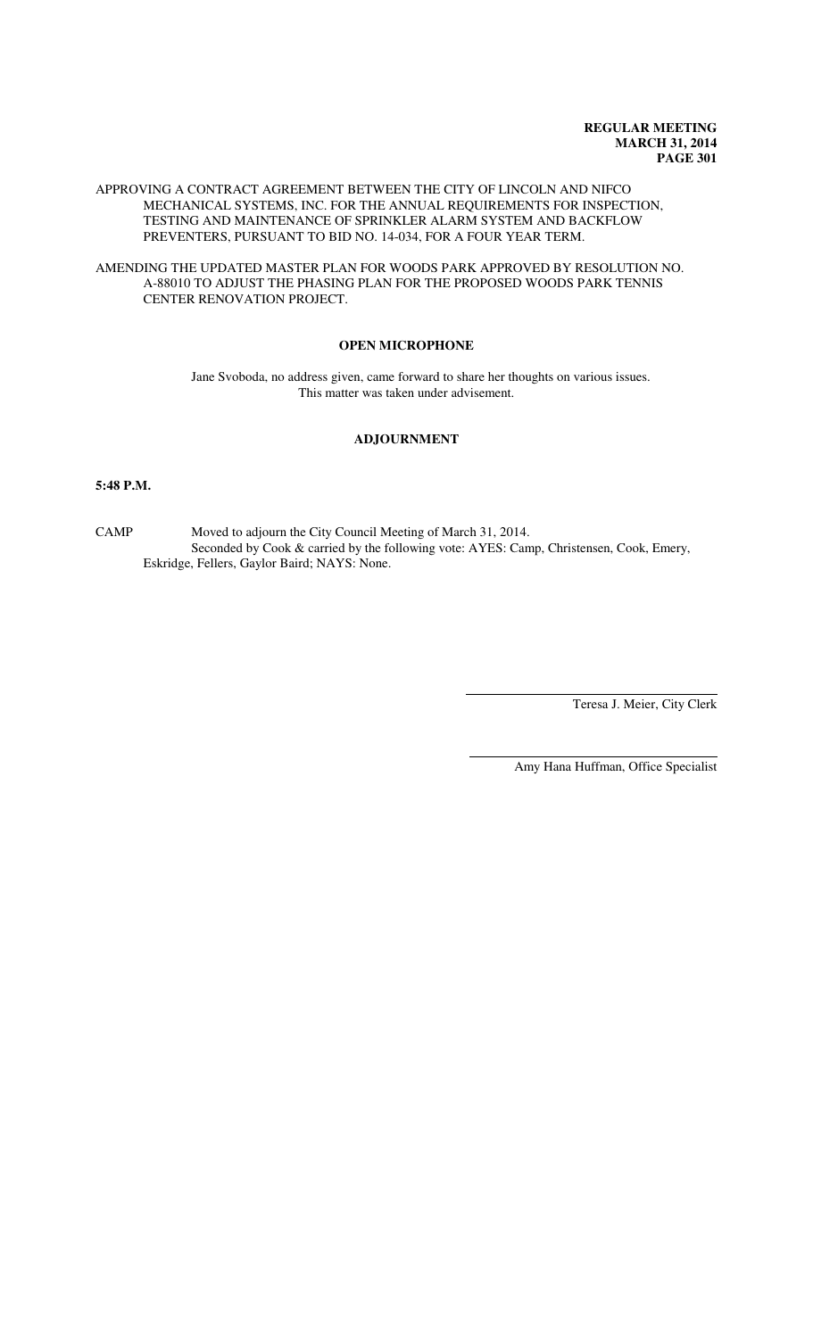APPROVING A CONTRACT AGREEMENT BETWEEN THE CITY OF LINCOLN AND NIFCO MECHANICAL SYSTEMS, INC. FOR THE ANNUAL REQUIREMENTS FOR INSPECTION, TESTING AND MAINTENANCE OF SPRINKLER ALARM SYSTEM AND BACKFLOW PREVENTERS, PURSUANT TO BID NO. 14-034, FOR A FOUR YEAR TERM.

AMENDING THE UPDATED MASTER PLAN FOR WOODS PARK APPROVED BY RESOLUTION NO. A-88010 TO ADJUST THE PHASING PLAN FOR THE PROPOSED WOODS PARK TENNIS CENTER RENOVATION PROJECT.

## OPEN MICROPHONE

Jane Svoboda, no address given, came forward to share her thoughts on various issues. This matter was taken under advisement.

## ADJOURNMENT

**5:48 P.M.**

CAMP Moved to adjourn the City Council Meeting of March 31, 2014.
Seconded by Cook & carried by the following vote: AYES: Camp, Christensen, Cook, Emery, Eskridge, Fellers, Gaylor Baird; NAYS: None.

Teresa J. Meier, City Clerk

Amy Hana Huffman, Office Specialist